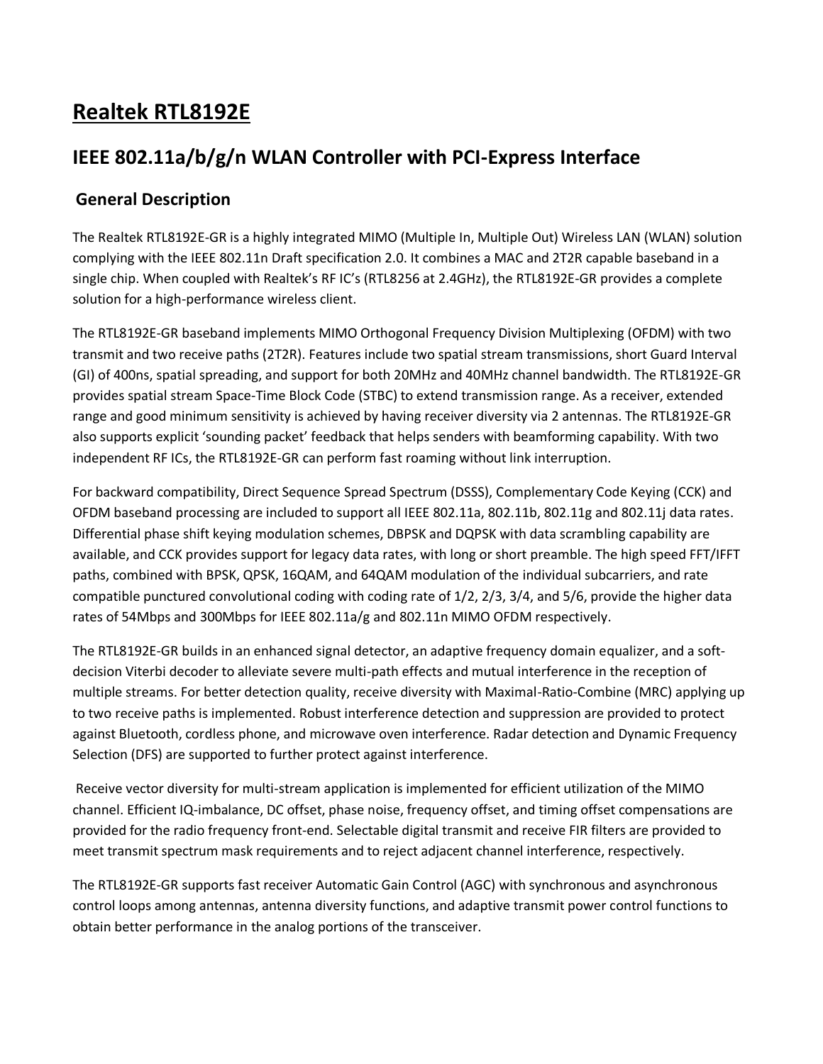# Realtek RTL8192E

## IEEE 802.11a/b/g/n WLAN Controller with PCI-Express Interface

### General Description

The Realtek RTL8192E-GR is a highly integrated MIMO (Multiple In, Multiple Out) Wireless LAN (WLAN) solution complying with the IEEE 802.11n Draft specification 2.0. It combines a MAC and 2T2R capable baseband in a single chip. When coupled with Realtek's RF IC's (RTL8256 at 2.4GHz), the RTL8192E-GR provides a complete solution for a high-performance wireless client.

The RTL8192E-GR baseband implements MIMO Orthogonal Frequency Division Multiplexing (OFDM) with two transmit and two receive paths (2T2R). Features include two spatial stream transmissions, short Guard Interval (GI) of 400ns, spatial spreading, and support for both 20MHz and 40MHz channel bandwidth. The RTL8192E-GR provides spatial stream Space-Time Block Code (STBC) to extend transmission range. As a receiver, extended range and good minimum sensitivity is achieved by having receiver diversity via 2 antennas. The RTL8192E-GR also supports explicit 'sounding packet' feedback that helps senders with beamforming capability. With two independent RF ICs, the RTL8192E-GR can perform fast roaming without link interruption.

For backward compatibility, Direct Sequence Spread Spectrum (DSSS), Complementary Code Keying (CCK) and OFDM baseband processing are included to support all IEEE 802.11a, 802.11b, 802.11g and 802.11j data rates. Differential phase shift keying modulation schemes, DBPSK and DQPSK with data scrambling capability are available, and CCK provides support for legacy data rates, with long or short preamble. The high speed FFT/IFFT paths, combined with BPSK, QPSK, 16QAM, and 64QAM modulation of the individual subcarriers, and rate compatible punctured convolutional coding with coding rate of 1/2, 2/3, 3/4, and 5/6, provide the higher data rates of 54Mbps and 300Mbps for IEEE 802.11a/g and 802.11n MIMO OFDM respectively.

The RTL8192E-GR builds in an enhanced signal detector, an adaptive frequency domain equalizer, and a soft-decision Viterbi decoder to alleviate severe multi-path effects and mutual interference in the reception of multiple streams. For better detection quality, receive diversity with Maximal-Ratio-Combine (MRC) applying up to two receive paths is implemented. Robust interference detection and suppression are provided to protect against Bluetooth, cordless phone, and microwave oven interference. Radar detection and Dynamic Frequency Selection (DFS) are supported to further protect against interference.

Receive vector diversity for multi-stream application is implemented for efficient utilization of the MIMO channel. Efficient IQ-imbalance, DC offset, phase noise, frequency offset, and timing offset compensations are provided for the radio frequency front-end. Selectable digital transmit and receive FIR filters are provided to meet transmit spectrum mask requirements and to reject adjacent channel interference, respectively.

The RTL8192E-GR supports fast receiver Automatic Gain Control (AGC) with synchronous and asynchronous control loops among antennas, antenna diversity functions, and adaptive transmit power control functions to obtain better performance in the analog portions of the transceiver.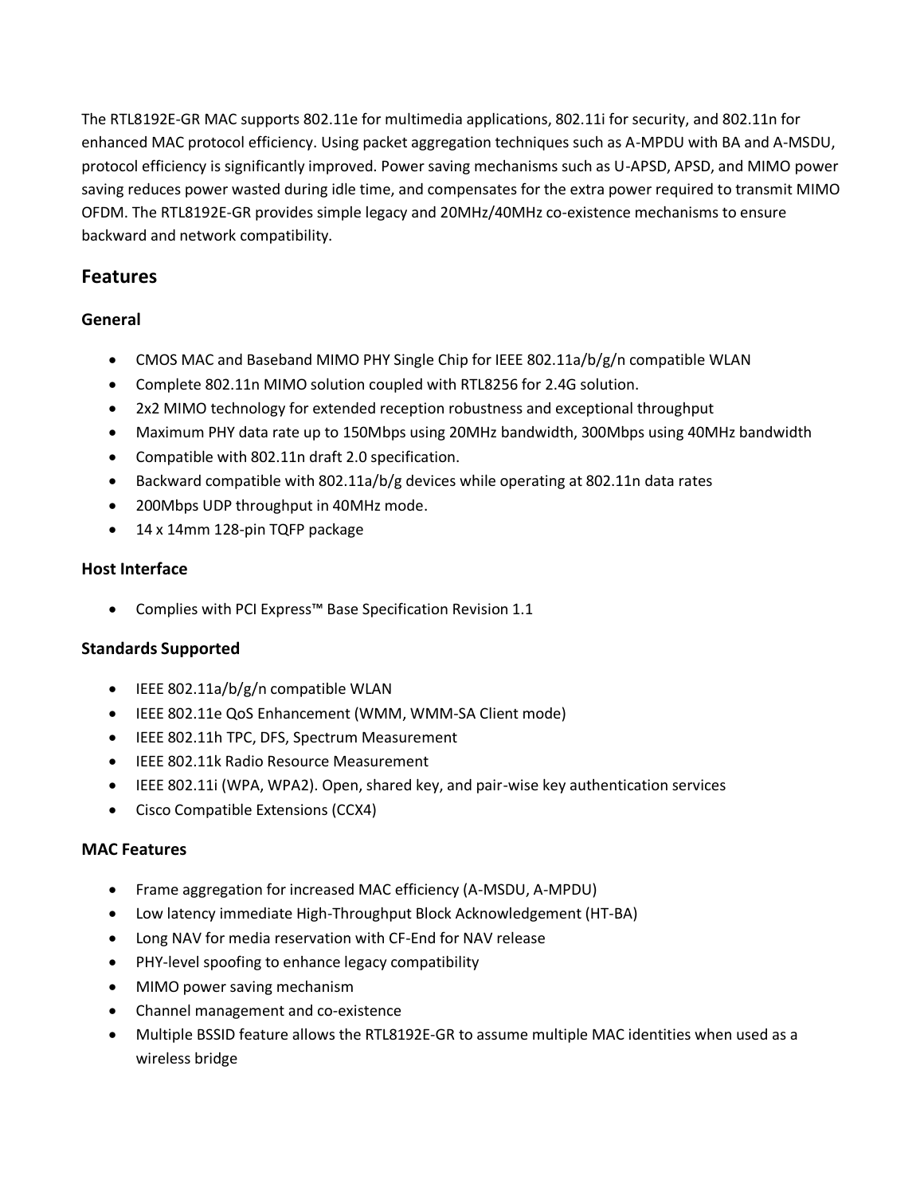The RTL8192E-GR MAC supports 802.11e for multimedia applications, 802.11i for security, and 802.11n for enhanced MAC protocol efficiency. Using packet aggregation techniques such as A-MPDU with BA and A-MSDU, protocol efficiency is significantly improved. Power saving mechanisms such as U-APSD, APSD, and MIMO power saving reduces power wasted during idle time, and compensates for the extra power required to transmit MIMO OFDM. The RTL8192E-GR provides simple legacy and 20MHz/40MHz co-existence mechanisms to ensure backward and network compatibility.

## Features

### General

- CMOS MAC and Baseband MIMO PHY Single Chip for IEEE 802.11a/b/g/n compatible WLAN
- Complete 802.11n MIMO solution coupled with RTL8256 for 2.4G solution.
- 2x2 MIMO technology for extended reception robustness and exceptional throughput
- Maximum PHY data rate up to 150Mbps using 20MHz bandwidth, 300Mbps using 40MHz bandwidth
- Compatible with 802.11n draft 2.0 specification.
- Backward compatible with 802.11a/b/g devices while operating at 802.11n data rates
- 200Mbps UDP throughput in 40MHz mode.
- 14 x 14mm 128-pin TQFP package

### Host Interface

- Complies with PCI Express™ Base Specification Revision 1.1

### Standards Supported

- IEEE 802.11a/b/g/n compatible WLAN
- IEEE 802.11e QoS Enhancement (WMM, WMM-SA Client mode)
- IEEE 802.11h TPC, DFS, Spectrum Measurement
- IEEE 802.11k Radio Resource Measurement
- IEEE 802.11i (WPA, WPA2). Open, shared key, and pair-wise key authentication services
- Cisco Compatible Extensions (CCX4)

### MAC Features

- Frame aggregation for increased MAC efficiency (A-MSDU, A-MPDU)
- Low latency immediate High-Throughput Block Acknowledgement (HT-BA)
- Long NAV for media reservation with CF-End for NAV release
- PHY-level spoofing to enhance legacy compatibility
- MIMO power saving mechanism
- Channel management and co-existence
- Multiple BSSID feature allows the RTL8192E-GR to assume multiple MAC identities when used as a wireless bridge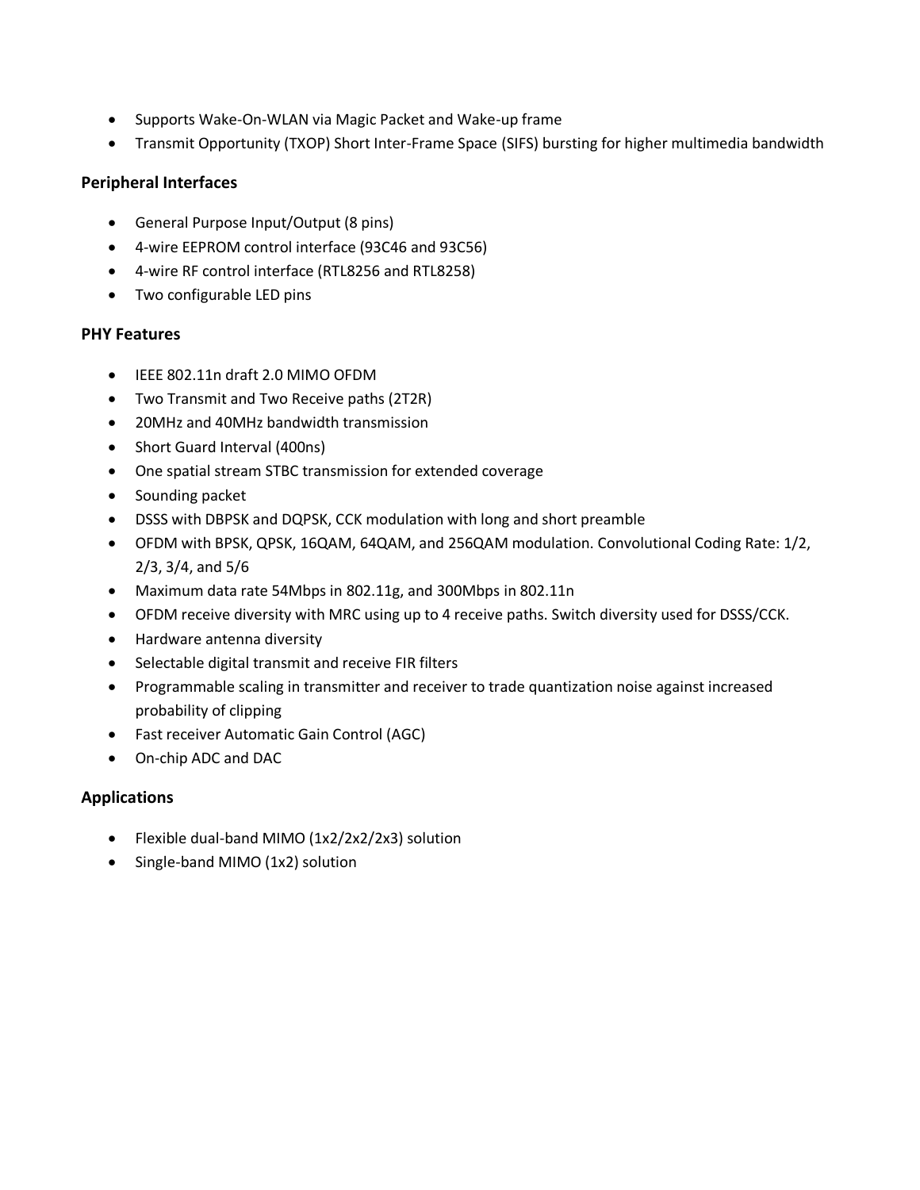- Supports Wake-On-WLAN via Magic Packet and Wake-up frame
- Transmit Opportunity (TXOP) Short Inter-Frame Space (SIFS) bursting for higher multimedia bandwidth

### Peripheral Interfaces

- General Purpose Input/Output (8 pins)
- 4-wire EEPROM control interface (93C46 and 93C56)
- 4-wire RF control interface (RTL8256 and RTL8258)
- Two configurable LED pins

### PHY Features

- IEEE 802.11n draft 2.0 MIMO OFDM
- Two Transmit and Two Receive paths (2T2R)
- 20MHz and 40MHz bandwidth transmission
- Short Guard Interval (400ns)
- One spatial stream STBC transmission for extended coverage
- Sounding packet
- DSSS with DBPSK and DQPSK, CCK modulation with long and short preamble
- OFDM with BPSK, QPSK, 16QAM, 64QAM, and 256QAM modulation. Convolutional Coding Rate: 1/2, 2/3, 3/4, and 5/6
- Maximum data rate 54Mbps in 802.11g, and 300Mbps in 802.11n
- OFDM receive diversity with MRC using up to 4 receive paths. Switch diversity used for DSSS/CCK.
- Hardware antenna diversity
- Selectable digital transmit and receive FIR filters
- Programmable scaling in transmitter and receiver to trade quantization noise against increased probability of clipping
- Fast receiver Automatic Gain Control (AGC)
- On-chip ADC and DAC

### Applications

- Flexible dual-band MIMO (1x2/2x2/2x3) solution
- Single-band MIMO (1x2) solution